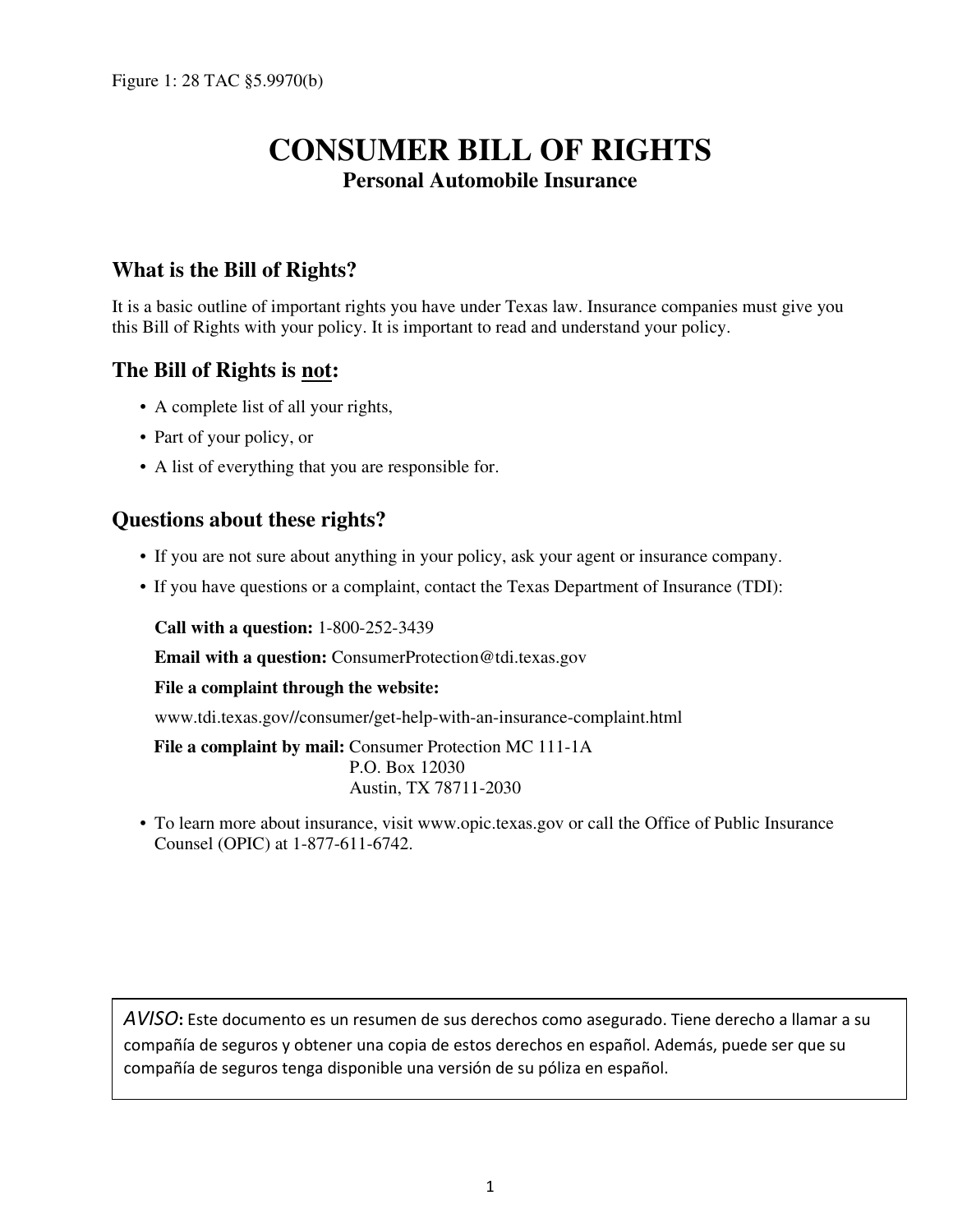Figure 1: 28 TAC §5.9970(b)

# CONSUMER BILL OF RIGHTS

### Personal Automobile Insurance

## What is the Bill of Rights?

It is a basic outline of important rights you have under Texas law. Insurance companies must give you this Bill of Rights with your policy. It is important to read and understand your policy.

## The Bill of Rights is <u>not</u>:

- A complete list of all your rights,
- Part of your policy, or
- A list of everything that you are responsible for.

## Questions about these rights?

- If you are not sure about anything in your policy, ask your agent or insurance company.
- If you have questions or a complaint, contact the Texas Department of Insurance (TDI):

  **Call with a question:** 1-800-252-3439

  **Email with a question:** ConsumerProtection@tdi.texas.gov

  **File a complaint through the website:**

  www.tdi.texas.gov//consumer/get-help-with-an-insurance-complaint.html

  **File a complaint by mail:** Consumer Protection MC 111-1A
  P.O. Box 12030
  Austin, TX 78711-2030

- To learn more about insurance, visit www.opic.texas.gov or call the Office of Public Insurance Counsel (OPIC) at 1-877-611-6742.

*AVISO*: Este documento es un resumen de sus derechos como asegurado. Tiene derecho a llamar a su compañía de seguros y obtener una copia de estos derechos en español. Además, puede ser que su compañía de seguros tenga disponible una versión de su póliza en español.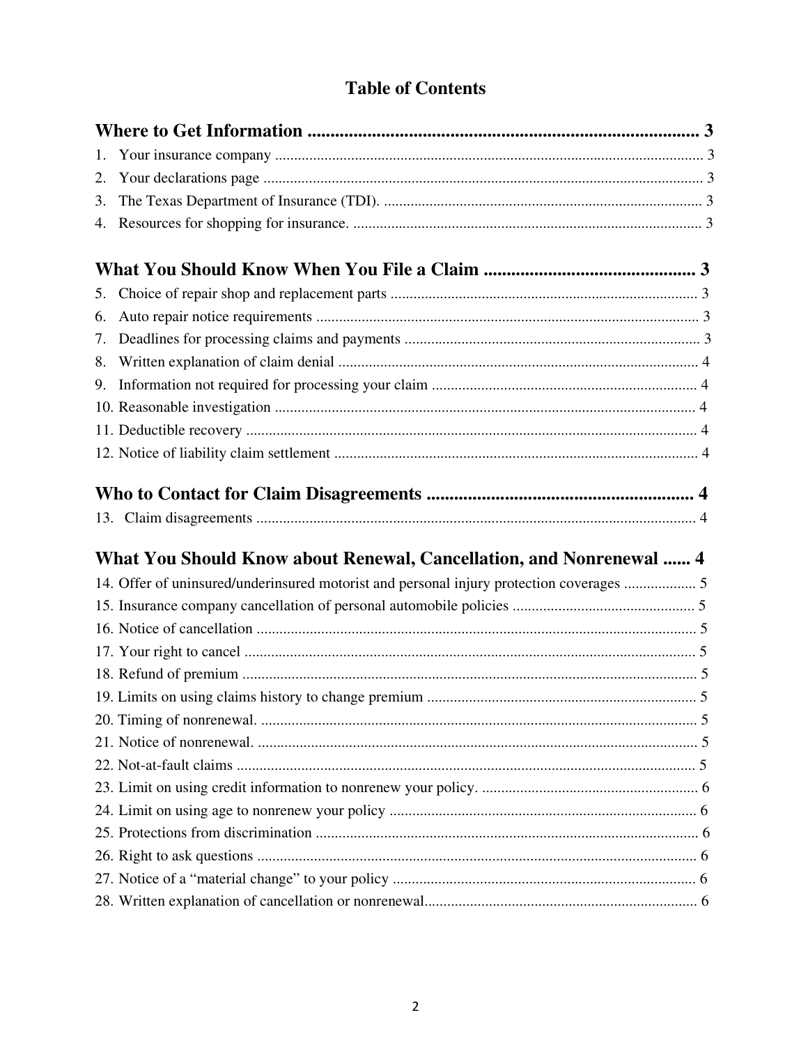# Table of Contents

**Where to Get Information ....................................................................................... 3**

1. Your insurance company ................................................................................................. 3
2. Your declarations page .................................................................................................... 3
3. The Texas Department of Insurance (TDI). ..................................................................... 3
4. Resources for shopping for insurance. ............................................................................ 3

**What You Should Know When You File a Claim .............................................. 3**

5. Choice of repair shop and replacement parts ................................................................. 3
6. Auto repair notice requirements ..................................................................................... 3
7. Deadlines for processing claims and payments .............................................................. 3
8. Written explanation of claim denial ............................................................................... 4
9. Information not required for processing your claim ...................................................... 4
10. Reasonable investigation ............................................................................................... 4
11. Deductible recovery ....................................................................................................... 4
12. Notice of liability claim settlement ................................................................................ 4

**Who to Contact for Claim Disagreements ........................................................... 4**

13. Claim disagreements .................................................................................................... 4

**What You Should Know about Renewal, Cancellation, and Nonrenewal ...... 4**

14. Offer of uninsured/underinsured motorist and personal injury protection coverages ................... 5
15. Insurance company cancellation of personal automobile policies ................................................ 5
16. Notice of cancellation .................................................................................................... 5
17. Your right to cancel ....................................................................................................... 5
18. Refund of premium ........................................................................................................ 5
19. Limits on using claims history to change premium ....................................................... 5
20. Timing of nonrenewal. ................................................................................................... 5
21. Notice of nonrenewal. .................................................................................................... 5
22. Not-at-fault claims ......................................................................................................... 5
23. Limit on using credit information to nonrenew your policy. .......................................... 6
24. Limit on using age to nonrenew your policy ................................................................. 6
25. Protections from discrimination ..................................................................................... 6
26. Right to ask questions .................................................................................................... 6
27. Notice of a "material change" to your policy ................................................................ 6
28. Written explanation of cancellation or nonrenewal........................................................ 6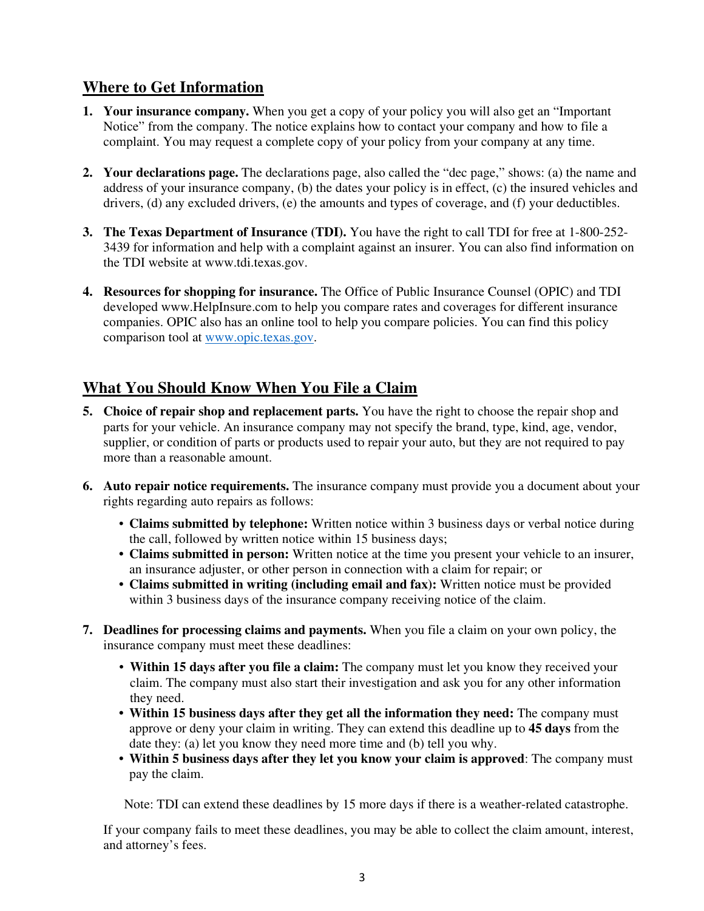## Where to Get Information

1. **Your insurance company.** When you get a copy of your policy you will also get an "Important Notice" from the company. The notice explains how to contact your company and how to file a complaint. You may request a complete copy of your policy from your company at any time.

2. **Your declarations page.** The declarations page, also called the "dec page," shows: (a) the name and address of your insurance company, (b) the dates your policy is in effect, (c) the insured vehicles and drivers, (d) any excluded drivers, (e) the amounts and types of coverage, and (f) your deductibles.

3. **The Texas Department of Insurance (TDI).** You have the right to call TDI for free at 1-800-252-3439 for information and help with a complaint against an insurer. You can also find information on the TDI website at www.tdi.texas.gov.

4. **Resources for shopping for insurance.** The Office of Public Insurance Counsel (OPIC) and TDI developed www.HelpInsure.com to help you compare rates and coverages for different insurance companies. OPIC also has an online tool to help you compare policies. You can find this policy comparison tool at www.opic.texas.gov.

## What You Should Know When You File a Claim

5. **Choice of repair shop and replacement parts.** You have the right to choose the repair shop and parts for your vehicle. An insurance company may not specify the brand, type, kind, age, vendor, supplier, or condition of parts or products used to repair your auto, but they are not required to pay more than a reasonable amount.

6. **Auto repair notice requirements.** The insurance company must provide you a document about your rights regarding auto repairs as follows:
   - **Claims submitted by telephone:** Written notice within 3 business days or verbal notice during the call, followed by written notice within 15 business days;
   - **Claims submitted in person:** Written notice at the time you present your vehicle to an insurer, an insurance adjuster, or other person in connection with a claim for repair; or
   - **Claims submitted in writing (including email and fax):** Written notice must be provided within 3 business days of the insurance company receiving notice of the claim.

7. **Deadlines for processing claims and payments.** When you file a claim on your own policy, the insurance company must meet these deadlines:
   - **Within 15 days after you file a claim:** The company must let you know they received your claim. The company must also start their investigation and ask you for any other information they need.
   - **Within 15 business days after they get all the information they need:** The company must approve or deny your claim in writing. They can extend this deadline up to **45 days** from the date they: (a) let you know they need more time and (b) tell you why.
   - **Within 5 business days after they let you know your claim is approved**: The company must pay the claim.

   Note: TDI can extend these deadlines by 15 more days if there is a weather-related catastrophe.

   If your company fails to meet these deadlines, you may be able to collect the claim amount, interest, and attorney's fees.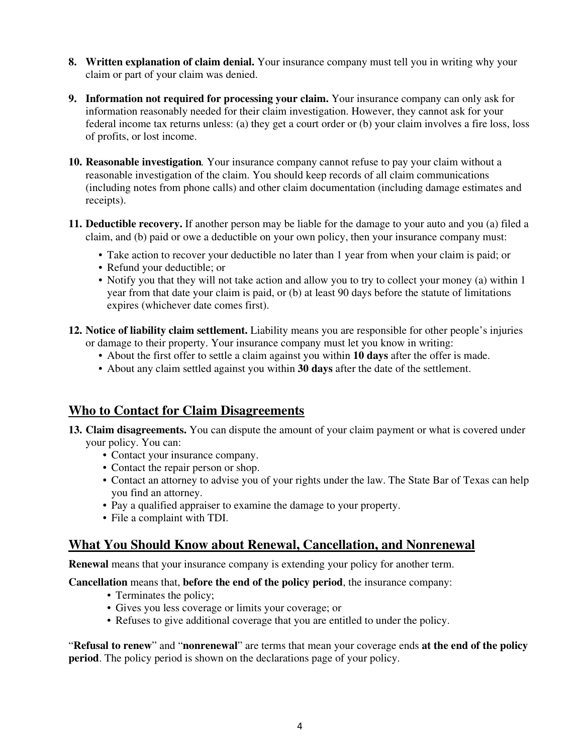8. **Written explanation of claim denial.** Your insurance company must tell you in writing why your claim or part of your claim was denied.

9. **Information not required for processing your claim.** Your insurance company can only ask for information reasonably needed for their claim investigation. However, they cannot ask for your federal income tax returns unless: (a) they get a court order or (b) your claim involves a fire loss, loss of profits, or lost income.

10. **Reasonable investigation***.* Your insurance company cannot refuse to pay your claim without a reasonable investigation of the claim. You should keep records of all claim communications (including notes from phone calls) and other claim documentation (including damage estimates and receipts).

11. **Deductible recovery.** If another person may be liable for the damage to your auto and you (a) filed a claim, and (b) paid or owe a deductible on your own policy, then your insurance company must:
    - Take action to recover your deductible no later than 1 year from when your claim is paid; or
    - Refund your deductible; or
    - Notify you that they will not take action and allow you to try to collect your money (a) within 1 year from that date your claim is paid, or (b) at least 90 days before the statute of limitations expires (whichever date comes first).

12. **Notice of liability claim settlement.** Liability means you are responsible for other people's injuries or damage to their property. Your insurance company must let you know in writing:
    - About the first offer to settle a claim against you within **10 days** after the offer is made.
    - About any claim settled against you within **30 days** after the date of the settlement.

## Who to Contact for Claim Disagreements

13. **Claim disagreements.** You can dispute the amount of your claim payment or what is covered under your policy. You can:
    - Contact your insurance company.
    - Contact the repair person or shop.
    - Contact an attorney to advise you of your rights under the law. The State Bar of Texas can help you find an attorney.
    - Pay a qualified appraiser to examine the damage to your property.
    - File a complaint with TDI.

## What You Should Know about Renewal, Cancellation, and Nonrenewal

**Renewal** means that your insurance company is extending your policy for another term.

**Cancellation** means that, **before the end of the policy period**, the insurance company:

- Terminates the policy;
- Gives you less coverage or limits your coverage; or
- Refuses to give additional coverage that you are entitled to under the policy.

"**Refusal to renew**" and "**nonrenewal**" are terms that mean your coverage ends **at the end of the policy period**. The policy period is shown on the declarations page of your policy.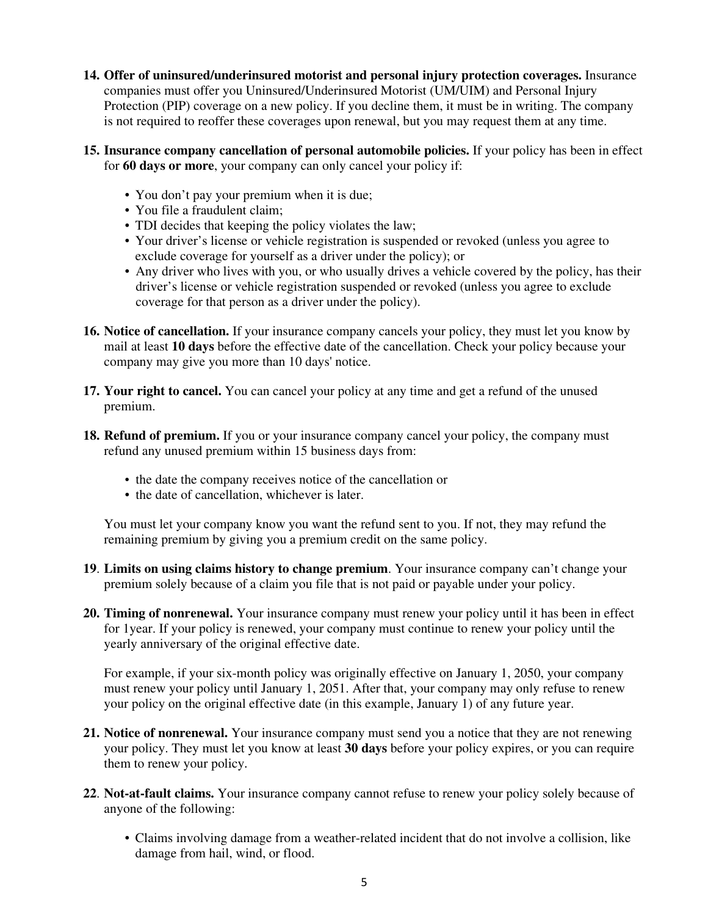14. **Offer of uninsured/underinsured motorist and personal injury protection coverages.** Insurance companies must offer you Uninsured/Underinsured Motorist (UM/UIM) and Personal Injury Protection (PIP) coverage on a new policy. If you decline them, it must be in writing. The company is not required to reoffer these coverages upon renewal, but you may request them at any time.

15. **Insurance company cancellation of personal automobile policies.** If your policy has been in effect for **60 days or more**, your company can only cancel your policy if:

    - You don't pay your premium when it is due;
    - You file a fraudulent claim;
    - TDI decides that keeping the policy violates the law;
    - Your driver's license or vehicle registration is suspended or revoked (unless you agree to exclude coverage for yourself as a driver under the policy); or
    - Any driver who lives with you, or who usually drives a vehicle covered by the policy, has their driver's license or vehicle registration suspended or revoked (unless you agree to exclude coverage for that person as a driver under the policy).

16. **Notice of cancellation.** If your insurance company cancels your policy, they must let you know by mail at least **10 days** before the effective date of the cancellation. Check your policy because your company may give you more than 10 days' notice.

17. **Your right to cancel.** You can cancel your policy at any time and get a refund of the unused premium.

18. **Refund of premium.** If you or your insurance company cancel your policy, the company must refund any unused premium within 15 business days from:

    - the date the company receives notice of the cancellation or
    - the date of cancellation, whichever is later.

    You must let your company know you want the refund sent to you. If not, they may refund the remaining premium by giving you a premium credit on the same policy.

19. **Limits on using claims history to change premium**. Your insurance company can't change your premium solely because of a claim you file that is not paid or payable under your policy.

20. **Timing of nonrenewal.** Your insurance company must renew your policy until it has been in effect for 1year. If your policy is renewed, your company must continue to renew your policy until the yearly anniversary of the original effective date.

    For example, if your six-month policy was originally effective on January 1, 2050, your company must renew your policy until January 1, 2051. After that, your company may only refuse to renew your policy on the original effective date (in this example, January 1) of any future year.

21. **Notice of nonrenewal.** Your insurance company must send you a notice that they are not renewing your policy. They must let you know at least **30 days** before your policy expires, or you can require them to renew your policy.

22. **Not-at-fault claims.** Your insurance company cannot refuse to renew your policy solely because of anyone of the following:

    - Claims involving damage from a weather-related incident that do not involve a collision, like damage from hail, wind, or flood.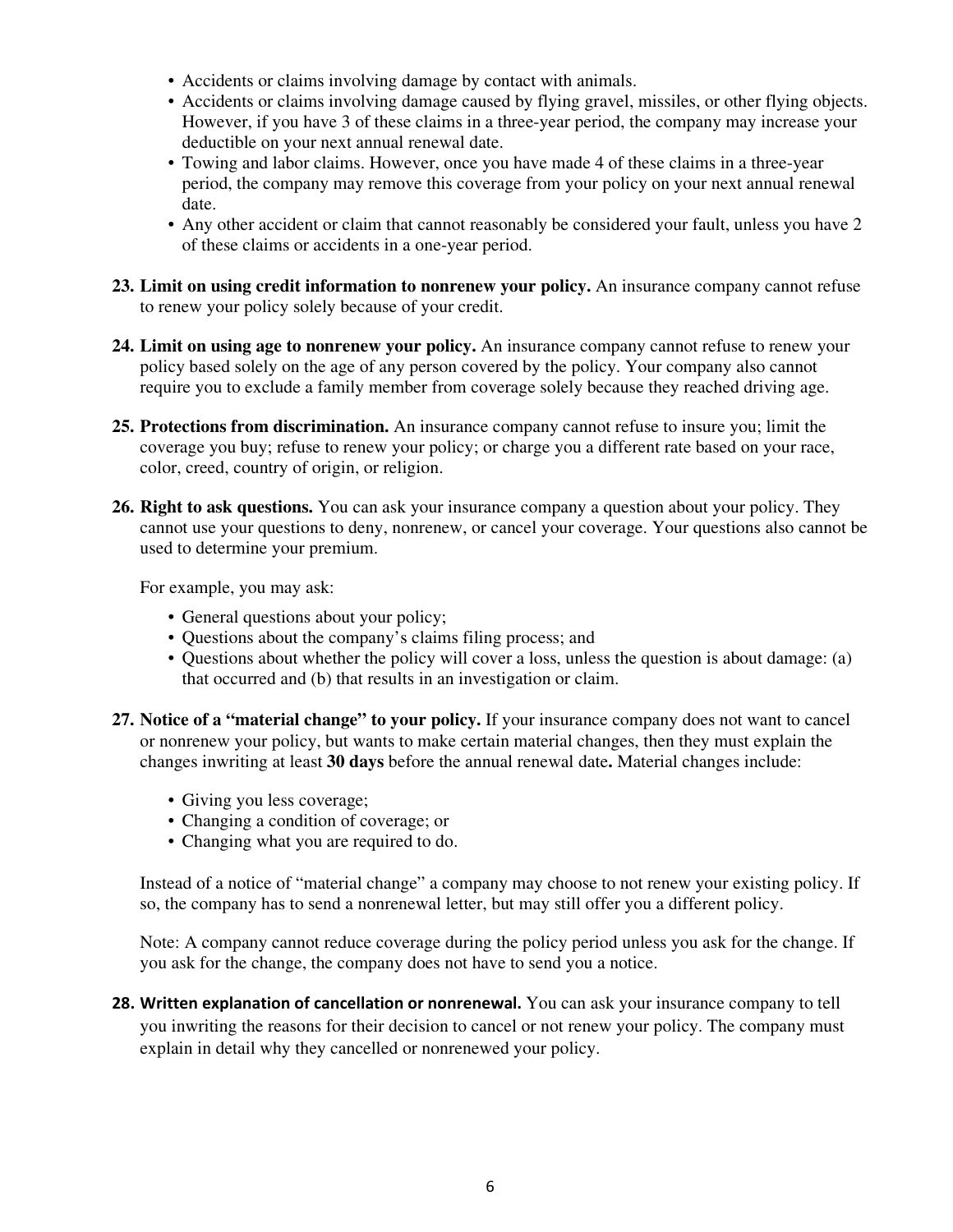- Accidents or claims involving damage by contact with animals.
- Accidents or claims involving damage caused by flying gravel, missiles, or other flying objects. However, if you have 3 of these claims in a three-year period, the company may increase your deductible on your next annual renewal date.
- Towing and labor claims. However, once you have made 4 of these claims in a three-year period, the company may remove this coverage from your policy on your next annual renewal date.
- Any other accident or claim that cannot reasonably be considered your fault, unless you have 2 of these claims or accidents in a one-year period.

23. **Limit on using credit information to nonrenew your policy.** An insurance company cannot refuse to renew your policy solely because of your credit.

24. **Limit on using age to nonrenew your policy.** An insurance company cannot refuse to renew your policy based solely on the age of any person covered by the policy. Your company also cannot require you to exclude a family member from coverage solely because they reached driving age.

25. **Protections from discrimination.** An insurance company cannot refuse to insure you; limit the coverage you buy; refuse to renew your policy; or charge you a different rate based on your race, color, creed, country of origin, or religion.

26. **Right to ask questions.** You can ask your insurance company a question about your policy. They cannot use your questions to deny, nonrenew, or cancel your coverage. Your questions also cannot be used to determine your premium.

    For example, you may ask:

    - General questions about your policy;
    - Questions about the company's claims filing process; and
    - Questions about whether the policy will cover a loss, unless the question is about damage: (a) that occurred and (b) that results in an investigation or claim.

27. **Notice of a "material change" to your policy.** If your insurance company does not want to cancel or nonrenew your policy, but wants to make certain material changes, then they must explain the changes inwriting at least **30 days** before the annual renewal date**.** Material changes include:

    - Giving you less coverage;
    - Changing a condition of coverage; or
    - Changing what you are required to do.

    Instead of a notice of "material change" a company may choose to not renew your existing policy. If so, the company has to send a nonrenewal letter, but may still offer you a different policy.

    Note: A company cannot reduce coverage during the policy period unless you ask for the change. If you ask for the change, the company does not have to send you a notice.

28. **Written explanation of cancellation or nonrenewal.** You can ask your insurance company to tell you inwriting the reasons for their decision to cancel or not renew your policy. The company must explain in detail why they cancelled or nonrenewed your policy.